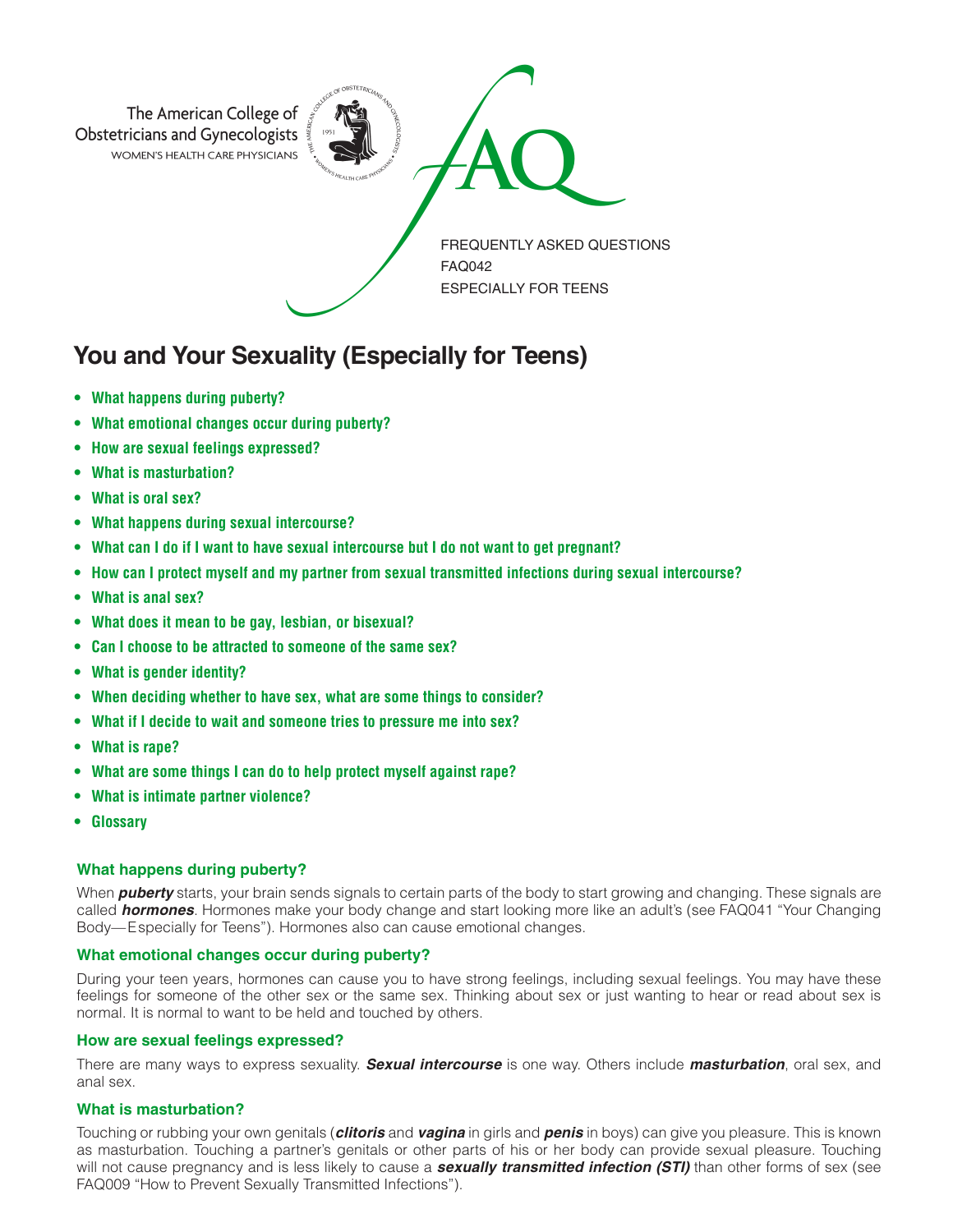The American College of Obstetricians and Gynecologists
WOMEN'S HEALTH CARE PHYSICIANS

FAQ

FREQUENTLY ASKED QUESTIONS
FAQ042
ESPECIALLY FOR TEENS

# You and Your Sexuality (Especially for Teens)

- **What happens during puberty?**
- **What emotional changes occur during puberty?**
- **How are sexual feelings expressed?**
- **What is masturbation?**
- **What is oral sex?**
- **What happens during sexual intercourse?**
- **What can I do if I want to have sexual intercourse but I do not want to get pregnant?**
- **How can I protect myself and my partner from sexual transmitted infections during sexual intercourse?**
- **What is anal sex?**
- **What does it mean to be gay, lesbian, or bisexual?**
- **Can I choose to be attracted to someone of the same sex?**
- **What is gender identity?**
- **When deciding whether to have sex, what are some things to consider?**
- **What if I decide to wait and someone tries to pressure me into sex?**
- **What is rape?**
- **What are some things I can do to help protect myself against rape?**
- **What is intimate partner violence?**
- **Glossary**

### What happens during puberty?

When ***puberty*** starts, your brain sends signals to certain parts of the body to start growing and changing. These signals are called ***hormones***. Hormones make your body change and start looking more like an adult's (see FAQ041 "Your Changing Body—Especially for Teens"). Hormones also can cause emotional changes.

### What emotional changes occur during puberty?

During your teen years, hormones can cause you to have strong feelings, including sexual feelings. You may have these feelings for someone of the other sex or the same sex. Thinking about sex or just wanting to hear or read about sex is normal. It is normal to want to be held and touched by others.

### How are sexual feelings expressed?

There are many ways to express sexuality. ***Sexual intercourse*** is one way. Others include ***masturbation***, oral sex, and anal sex.

### What is masturbation?

Touching or rubbing your own genitals (***clitoris*** and ***vagina*** in girls and ***penis*** in boys) can give you pleasure. This is known as masturbation. Touching a partner's genitals or other parts of his or her body can provide sexual pleasure. Touching will not cause pregnancy and is less likely to cause a ***sexually transmitted infection (STI)*** than other forms of sex (see FAQ009 "How to Prevent Sexually Transmitted Infections").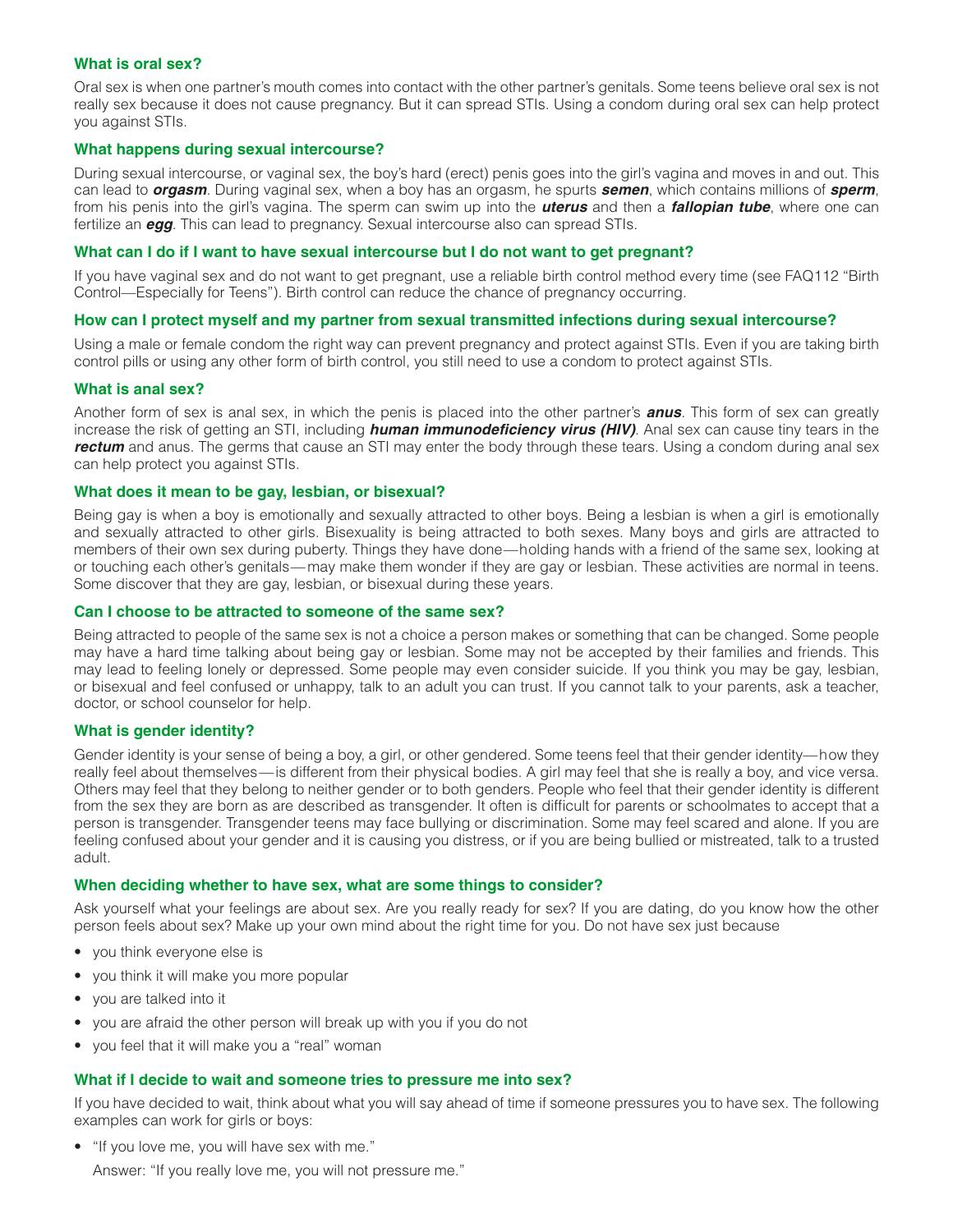### What is oral sex?

Oral sex is when one partner's mouth comes into contact with the other partner's genitals. Some teens believe oral sex is not really sex because it does not cause pregnancy. But it can spread STIs. Using a condom during oral sex can help protect you against STIs.

### What happens during sexual intercourse?

During sexual intercourse, or vaginal sex, the boy's hard (erect) penis goes into the girl's vagina and moves in and out. This can lead to ***orgasm***. During vaginal sex, when a boy has an orgasm, he spurts ***semen***, which contains millions of ***sperm***, from his penis into the girl's vagina. The sperm can swim up into the ***uterus*** and then a ***fallopian tube***, where one can fertilize an ***egg***. This can lead to pregnancy. Sexual intercourse also can spread STIs.

### What can I do if I want to have sexual intercourse but I do not want to get pregnant?

If you have vaginal sex and do not want to get pregnant, use a reliable birth control method every time (see FAQ112 "Birth Control—Especially for Teens"). Birth control can reduce the chance of pregnancy occurring.

### How can I protect myself and my partner from sexual transmitted infections during sexual intercourse?

Using a male or female condom the right way can prevent pregnancy and protect against STIs. Even if you are taking birth control pills or using any other form of birth control, you still need to use a condom to protect against STIs.

### What is anal sex?

Another form of sex is anal sex, in which the penis is placed into the other partner's ***anus***. This form of sex can greatly increase the risk of getting an STI, including ***human immunodeficiency virus (HIV)***. Anal sex can cause tiny tears in the ***rectum*** and anus. The germs that cause an STI may enter the body through these tears. Using a condom during anal sex can help protect you against STIs.

### What does it mean to be gay, lesbian, or bisexual?

Being gay is when a boy is emotionally and sexually attracted to other boys. Being a lesbian is when a girl is emotionally and sexually attracted to other girls. Bisexuality is being attracted to both sexes. Many boys and girls are attracted to members of their own sex during puberty. Things they have done—holding hands with a friend of the same sex, looking at or touching each other's genitals—may make them wonder if they are gay or lesbian. These activities are normal in teens. Some discover that they are gay, lesbian, or bisexual during these years.

### Can I choose to be attracted to someone of the same sex?

Being attracted to people of the same sex is not a choice a person makes or something that can be changed. Some people may have a hard time talking about being gay or lesbian. Some may not be accepted by their families and friends. This may lead to feeling lonely or depressed. Some people may even consider suicide. If you think you may be gay, lesbian, or bisexual and feel confused or unhappy, talk to an adult you can trust. If you cannot talk to your parents, ask a teacher, doctor, or school counselor for help.

### What is gender identity?

Gender identity is your sense of being a boy, a girl, or other gendered. Some teens feel that their gender identity—how they really feel about themselves—is different from their physical bodies. A girl may feel that she is really a boy, and vice versa. Others may feel that they belong to neither gender or to both genders. People who feel that their gender identity is different from the sex they are born as are described as transgender. It often is difficult for parents or schoolmates to accept that a person is transgender. Transgender teens may face bullying or discrimination. Some may feel scared and alone. If you are feeling confused about your gender and it is causing you distress, or if you are being bullied or mistreated, talk to a trusted adult.

### When deciding whether to have sex, what are some things to consider?

Ask yourself what your feelings are about sex. Are you really ready for sex? If you are dating, do you know how the other person feels about sex? Make up your own mind about the right time for you. Do not have sex just because

- you think everyone else is
- you think it will make you more popular
- you are talked into it
- you are afraid the other person will break up with you if you do not
- you feel that it will make you a "real" woman

### What if I decide to wait and someone tries to pressure me into sex?

If you have decided to wait, think about what you will say ahead of time if someone pressures you to have sex. The following examples can work for girls or boys:

- "If you love me, you will have sex with me."

  Answer: "If you really love me, you will not pressure me."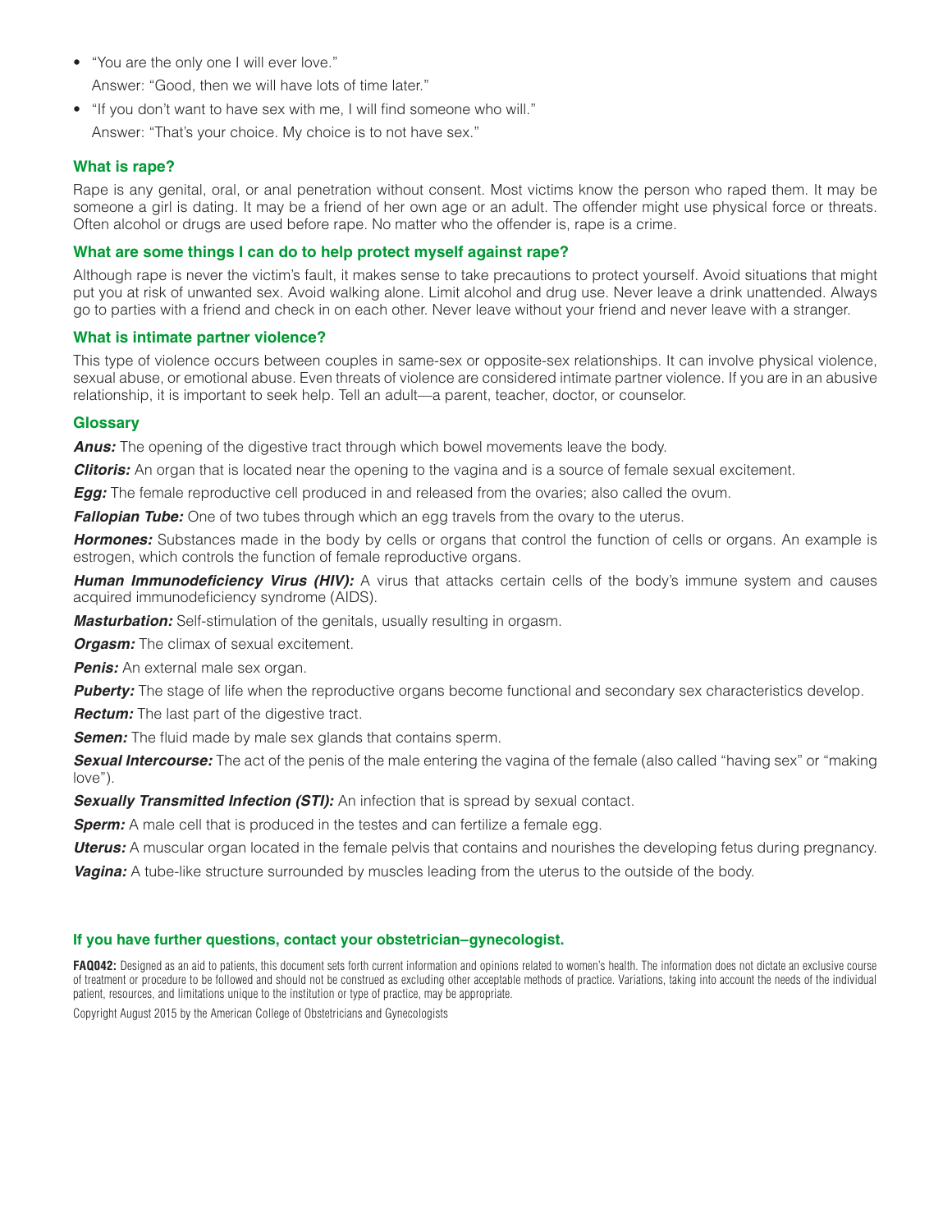- "You are the only one I will ever love."

  Answer: "Good, then we will have lots of time later."

- "If you don't want to have sex with me, I will find someone who will."

  Answer: "That's your choice. My choice is to not have sex."

### What is rape?

Rape is any genital, oral, or anal penetration without consent. Most victims know the person who raped them. It may be someone a girl is dating. It may be a friend of her own age or an adult. The offender might use physical force or threats. Often alcohol or drugs are used before rape. No matter who the offender is, rape is a crime.

### What are some things I can do to help protect myself against rape?

Although rape is never the victim's fault, it makes sense to take precautions to protect yourself. Avoid situations that might put you at risk of unwanted sex. Avoid walking alone. Limit alcohol and drug use. Never leave a drink unattended. Always go to parties with a friend and check in on each other. Never leave without your friend and never leave with a stranger.

### What is intimate partner violence?

This type of violence occurs between couples in same-sex or opposite-sex relationships. It can involve physical violence, sexual abuse, or emotional abuse. Even threats of violence are considered intimate partner violence. If you are in an abusive relationship, it is important to seek help. Tell an adult—a parent, teacher, doctor, or counselor.

### Glossary

***Anus:*** The opening of the digestive tract through which bowel movements leave the body.

***Clitoris:*** An organ that is located near the opening to the vagina and is a source of female sexual excitement.

***Egg:*** The female reproductive cell produced in and released from the ovaries; also called the ovum.

***Fallopian Tube:*** One of two tubes through which an egg travels from the ovary to the uterus.

***Hormones:*** Substances made in the body by cells or organs that control the function of cells or organs. An example is estrogen, which controls the function of female reproductive organs.

***Human Immunodeficiency Virus (HIV):*** A virus that attacks certain cells of the body's immune system and causes acquired immunodeficiency syndrome (AIDS).

***Masturbation:*** Self-stimulation of the genitals, usually resulting in orgasm.

***Orgasm:*** The climax of sexual excitement.

***Penis:*** An external male sex organ.

***Puberty:*** The stage of life when the reproductive organs become functional and secondary sex characteristics develop.

***Rectum:*** The last part of the digestive tract.

***Semen:*** The fluid made by male sex glands that contains sperm.

***Sexual Intercourse:*** The act of the penis of the male entering the vagina of the female (also called "having sex" or "making love").

***Sexually Transmitted Infection (STI):*** An infection that is spread by sexual contact.

***Sperm:*** A male cell that is produced in the testes and can fertilize a female egg.

***Uterus:*** A muscular organ located in the female pelvis that contains and nourishes the developing fetus during pregnancy.

***Vagina:*** A tube-like structure surrounded by muscles leading from the uterus to the outside of the body.

**If you have further questions, contact your obstetrician–gynecologist.**

**FAQ042:** Designed as an aid to patients, this document sets forth current information and opinions related to women's health. The information does not dictate an exclusive course of treatment or procedure to be followed and should not be construed as excluding other acceptable methods of practice. Variations, taking into account the needs of the individual patient, resources, and limitations unique to the institution or type of practice, may be appropriate.

Copyright August 2015 by the American College of Obstetricians and Gynecologists